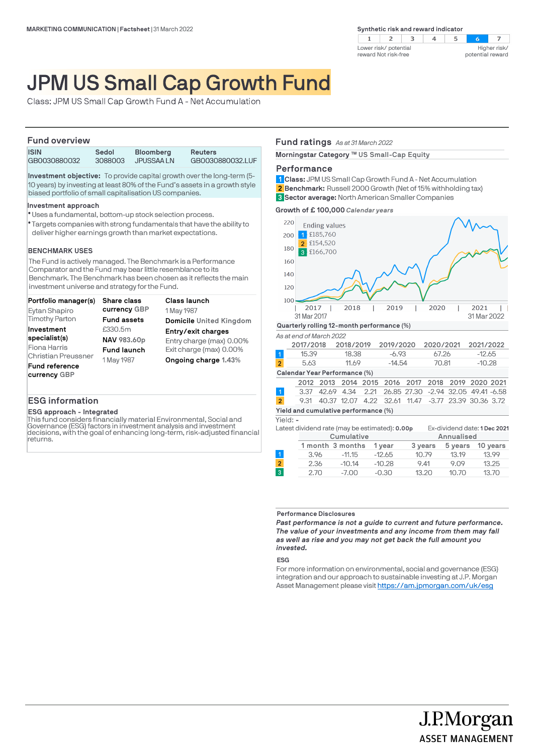MARKETING COMMUNICATION | Factsheet | 31 March 2022

**Synthetic risk and reward indicator**

| 1 | 2 | 3 | 4 | 5 | 6 | 7 |
|---|---|---|---|---|---|---|

Lower risk/ potential reward Not risk-free — Higher risk/ potential reward

# JPM US Small Cap Growth Fund

Class: JPM US Small Cap Growth Fund A - Net Accumulation

## Fund overview

| ISIN | Sedol | Bloomberg | Reuters |
|---|---|---|---|
| GB0030880032 | 3088003 | JPUSSAA LN | GB0030880032.LUF |

**Investment objective:** To provide capital growth over the long-term (5-10 years) by investing at least 80% of the Fund's assets in a growth style biased portfolio of small capitalisation US companies.

**Investment approach**

- Uses a fundamental, bottom-up stock selection process.
- Targets companies with strong fundamentals that have the ability to deliver higher earnings growth than market expectations.

**BENCHMARK USES**

The Fund is actively managed. The Benchmark is a Performance Comparator and the Fund may bear little resemblance to its Benchmark. The Benchmark has been chosen as it reflects the main investment universe and strategy for the Fund.

**Portfolio manager(s)**
Eytan Shapiro
Timothy Parton

**Investment specialist(s)**
Fiona Harris
Christian Preussner

**Fund reference currency** GBP

**Share class currency** GBP

**Fund assets**
£330.5m

**NAV** 983.60p

**Fund launch**
1 May 1987

**Class launch**
1 May 1987

**Domicile** United Kingdom

**Entry/exit charges**
Entry charge (max) 0.00%
Exit charge (max) 0.00%

**Ongoing charge** 1.43%

## ESG information

**ESG approach - Integrated**

This fund considers financially material Environmental, Social and Governance (ESG) factors in investment analysis and investment decisions, with the goal of enhancing long-term, risk-adjusted financial returns.

## Fund ratings *As at 31 March 2022*

**Morningstar Category ™** US Small-Cap Equity

## Performance

**1 Class:** JPM US Small Cap Growth Fund A - Net Accumulation
**2 Benchmark:** Russell 2000 Growth (Net of 15% withholding tax)
**3 Sector average:** North American Smaller Companies

**Growth of £ 100,000** *Calendar years*

Ending values
1 £185,760
2 £154,520
3 £166,700

31 Mar 2017 — 31 Mar 2022

**Quarterly rolling 12-month performance (%)**

*As at end of March 2022*

| | 2017/2018 | 2018/2019 | 2019/2020 | 2020/2021 | 2021/2022 |
|---|---|---|---|---|---|
| 1 | 15.39 | 18.38 | -6.93 | 67.26 | -12.65 |
| 2 | 5.63 | 11.69 | -14.54 | 70.81 | -10.28 |

**Calendar Year Performance (%)**

| | 2012 | 2013 | 2014 | 2015 | 2016 | 2017 | 2018 | 2019 | 2020 | 2021 |
|---|---|---|---|---|---|---|---|---|---|---|
| 1 | 3.37 | 42.69 | 4.34 | 2.21 | 26.85 | 27.30 | -2.94 | 32.05 | 49.41 | -6.58 |
| 2 | 9.31 | 40.37 | 12.07 | 4.22 | 32.61 | 11.47 | -3.77 | 23.39 | 30.36 | 3.72 |

**Yield and cumulative performance (%)**

Yield: -

Latest dividend rate (may be estimated): **0.00p**

Ex-dividend date: **1 Dec 2021**

| | Cumulative | | | Annualised | | |
|---|---|---|---|---|---|---|
| | 1 month | 3 months | 1 year | 3 years | 5 years | 10 years |
| 1 | 3.96 | -11.15 | -12.65 | 10.79 | 13.19 | 13.99 |
| 2 | 2.36 | -10.14 | -10.28 | 9.41 | 9.09 | 13.25 |
| 3 | 2.70 | -7.00 | -0.30 | 13.20 | 10.70 | 13.70 |

**Performance Disclosures**

***Past performance is not a guide to current and future performance. The value of your investments and any income from them may fall as well as rise and you may not get back the full amount you invested.***

**ESG**

For more information on environmental, social and governance (ESG) integration and our approach to sustainable investing at J.P. Morgan Asset Management please visit https://am.jpmorgan.com/uk/esg

J.P.Morgan
ASSET MANAGEMENT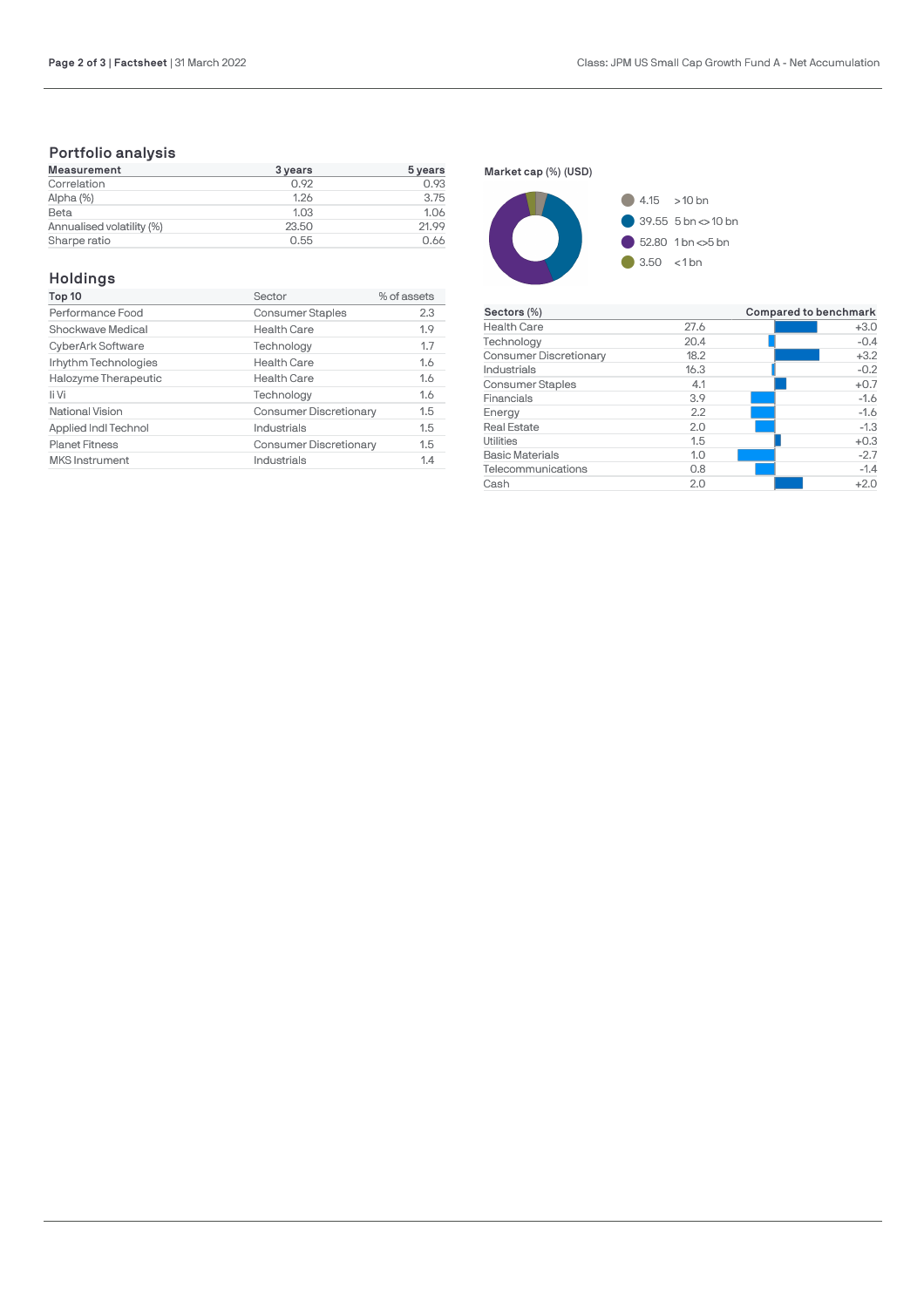## Portfolio analysis

| Measurement | 3 years | 5 years |
|---|---|---|
| Correlation | 0.92 | 0.93 |
| Alpha (%) | 1.26 | 3.75 |
| Beta | 1.03 | 1.06 |
| Annualised volatility (%) | 23.50 | 21.99 |
| Sharpe ratio | 0.55 | 0.66 |

## Holdings

| Top 10 | Sector | % of assets |
|---|---|---|
| Performance Food | Consumer Staples | 2.3 |
| Shockwave Medical | Health Care | 1.9 |
| CyberArk Software | Technology | 1.7 |
| Irhythm Technologies | Health Care | 1.6 |
| Halozyme Therapeutic | Health Care | 1.6 |
| Ii Vi | Technology | 1.6 |
| National Vision | Consumer Discretionary | 1.5 |
| Applied Indl Technol | Industrials | 1.5 |
| Planet Fitness | Consumer Discretionary | 1.5 |
| MKS Instrument | Industrials | 1.4 |

**Market cap (%) (USD)**

| % | Market cap |
|---|---|
| 4.15 | > 10 bn |
| 39.55 | 5 bn <> 10 bn |
| 52.80 | 1 bn <> 5 bn |
| 3.50 | < 1 bn |

| Sectors (%) | | Compared to benchmark |
|---|---|---|
| Health Care | 27.6 | +3.0 |
| Technology | 20.4 | -0.4 |
| Consumer Discretionary | 18.2 | +3.2 |
| Industrials | 16.3 | -0.2 |
| Consumer Staples | 4.1 | +0.7 |
| Financials | 3.9 | -1.6 |
| Energy | 2.2 | -1.6 |
| Real Estate | 2.0 | -1.3 |
| Utilities | 1.5 | +0.3 |
| Basic Materials | 1.0 | -2.7 |
| Telecommunications | 0.8 | -1.4 |
| Cash | 2.0 | +2.0 |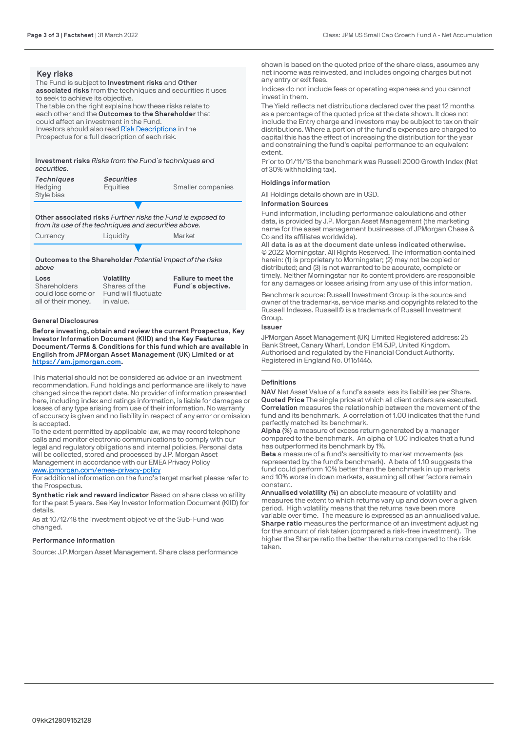## Key risks

The Fund is subject to **Investment risks** and **Other associated risks** from the techniques and securities it uses to seek to achieve its objective.
The table on the right explains how these risks relate to each other and the **Outcomes to the Shareholder** that could affect an investment in the Fund.
Investors should also read Risk Descriptions in the Prospectus for a full description of each risk.

**Investment risks** *Risks from the Fund´s techniques and securities.*

| ***Techniques*** | ***Securities*** | |
|---|---|---|
| Hedging<br>Style bias | Equities | Smaller companies |

**Other associated risks** *Further risks the Fund is exposed to from its use of the techniques and securities above.*

| | | |
|---|---|---|
| Currency | Liquidity | Market |

**Outcomes to the Shareholder** *Potential impact of the risks above*

| **Loss** | **Volatility** | **Failure to meet the Fund´s objective.** |
|---|---|---|
| Shareholders could lose some or all of their money. | Shares of the Fund will fluctuate in value. | |

### General Disclosures

**Before investing, obtain and review the current Prospectus, Key Investor Information Document (KIID) and the Key Features Document/Terms & Conditions for this fund which are available in English from JPMorgan Asset Management (UK) Limited or at https://am.jpmorgan.com.**

This material should not be considered as advice or an investment recommendation. Fund holdings and performance are likely to have changed since the report date. No provider of information presented here, including index and ratings information, is liable for damages or losses of any type arising from use of their information. No warranty of accuracy is given and no liability in respect of any error or omission is accepted.
To the extent permitted by applicable law, we may record telephone calls and monitor electronic communications to comply with our legal and regulatory obligations and internal policies. Personal data will be collected, stored and processed by J.P. Morgan Asset Management in accordance with our EMEA Privacy Policy www.jpmorgan.com/emea-privacy-policy
For additional information on the fund's target market please refer to the Prospectus.

**Synthetic risk and reward indicator** Based on share class volatility for the past 5 years. See Key Investor Information Document (KIID) for details.

As at 10/12/18 the investment objective of the Sub-Fund was changed.

### Performance information

Source: J.P.Morgan Asset Management. Share class performance shown is based on the quoted price of the share class, assumes any net income was reinvested, and includes ongoing charges but not any entry or exit fees.
Indices do not include fees or operating expenses and you cannot invest in them.
The Yield reflects net distributions declared over the past 12 months as a percentage of the quoted price at the date shown. It does not include the Entry charge and investors may be subject to tax on their distributions. Where a portion of the fund's expenses are charged to capital this has the effect of increasing the distribution for the year and constraining the fund's capital performance to an equivalent extent.
Prior to 01/11/13 the benchmark was Russell 2000 Growth Index (Net of 30% withholding tax).

### Holdings information

All Holdings details shown are in USD.

### Information Sources

Fund information, including performance calculations and other data, is provided by J.P. Morgan Asset Management (the marketing name for the asset management businesses of JPMorgan Chase & Co and its affiliates worldwide).
**All data is as at the document date unless indicated otherwise.**
© 2022 Morningstar. All Rights Reserved. The information contained herein: (1) is proprietary to Morningstar; (2) may not be copied or distributed; and (3) is not warranted to be accurate, complete or timely. Neither Morningstar nor its content providers are responsible for any damages or losses arising from any use of this information.

Benchmark source: Russell Investment Group is the source and owner of the trademarks, service marks and copyrights related to the Russell Indexes. Russell© is a trademark of Russell Investment Group.

### Issuer

JPMorgan Asset Management (UK) Limited Registered address: 25 Bank Street, Canary Wharf, London E14 5JP, United Kingdom. Authorised and regulated by the Financial Conduct Authority. Registered in England No. 01161446.

### Definitions

**NAV** Net Asset Value of a fund's assets less its liabilities per Share.
**Quoted Price** The single price at which all client orders are executed.
**Correlation** measures the relationship between the movement of the fund and its benchmark. A correlation of 1.00 indicates that the fund perfectly matched its benchmark.
**Alpha (%)** a measure of excess return generated by a manager compared to the benchmark. An alpha of 1.00 indicates that a fund has outperformed its benchmark by 1%.
**Beta** a measure of a fund's sensitivity to market movements (as represented by the fund's benchmark). A beta of 1.10 suggests the fund could perform 10% better than the benchmark in up markets and 10% worse in down markets, assuming all other factors remain constant.
**Annualised volatility (%)** an absolute measure of volatility and measures the extent to which returns vary up and down over a given period. High volatility means that the returns have been more variable over time. The measure is expressed as an annualised value.
**Sharpe ratio** measures the performance of an investment adjusting for the amount of risk taken (compared a risk-free investment). The higher the Sharpe ratio the better the returns compared to the risk taken.

09kk212809152128